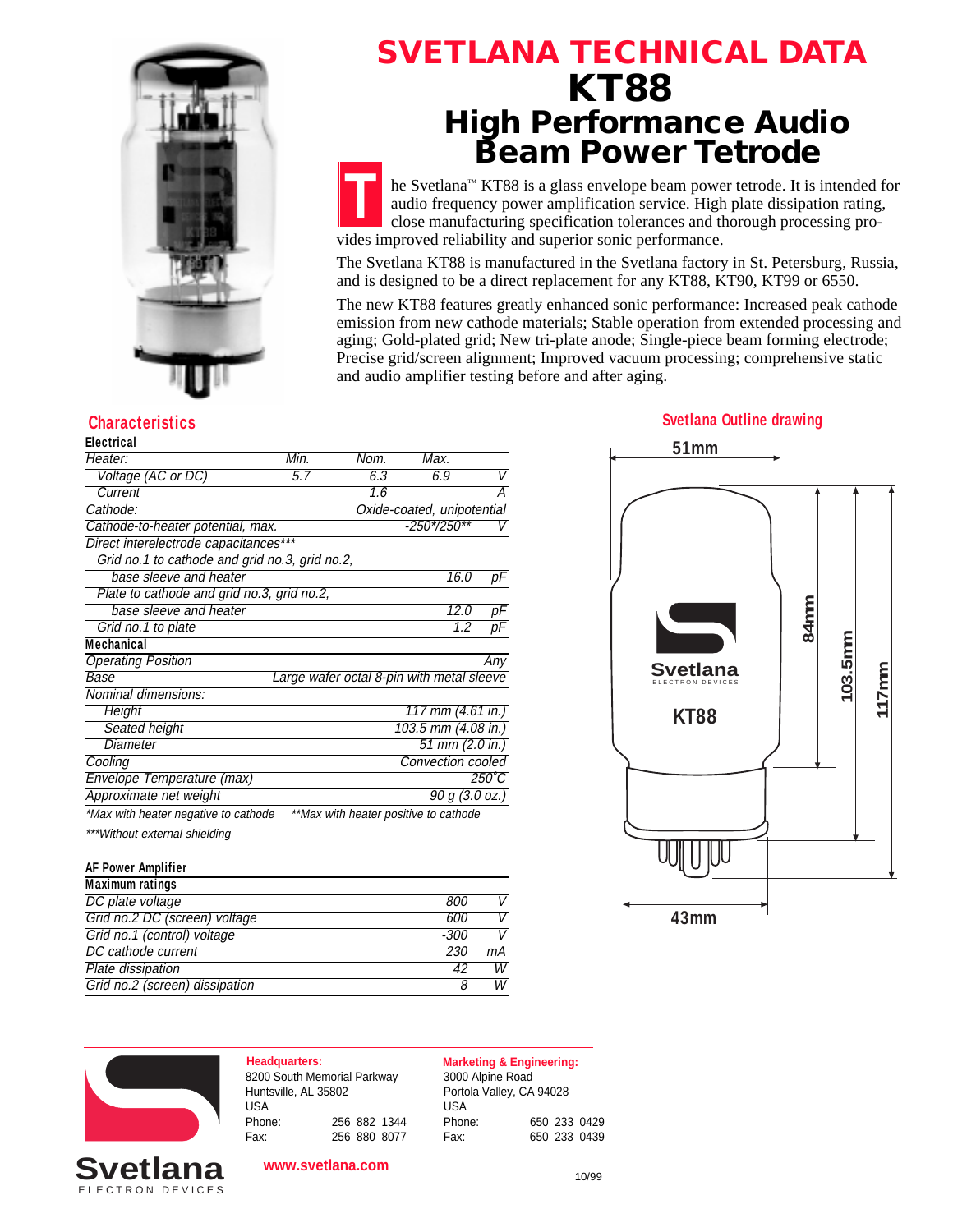# SVETLANA TECHNICAL DATA

# KT88

## High Performance Audio Beam Power Tetrode

The Svetlana™ KT88 is a glass envelope beam power tetrode. It is intended for audio frequency power amplification service. High plate dissipation rating, close manufacturing specification tolerances and thorough processing provides improved reliability and superior sonic performance.

The Svetlana KT88 is manufactured in the Svetlana factory in St. Petersburg, Russia, and is designed to be a direct replacement for any KT88, KT90, KT99 or 6550.

The new KT88 features greatly enhanced sonic performance: Increased peak cathode emission from new cathode materials; Stable operation from extended processing and aging; Gold-plated grid; New tri-plate anode; Single-piece beam forming electrode; Precise grid/screen alignment; Improved vacuum processing; comprehensive static and audio amplifier testing before and after aging.

### Characteristics

**Electrical**

| Heater: | Min. | Nom. | Max. | |
|---|---|---|---|---|
| Voltage (AC or DC) | 5.7 | 6.3 | 6.9 | V |
| Current | | 1.6 | | A |
| Cathode: | | Oxide-coated, unipotential | | |
| Cathode-to-heater potential, max. | | | -250*/250** | V |
| Direct interelectrode capacitances*** | | | | |
| Grid no.1 to cathode and grid no.3, grid no.2, base sleeve and heater | | | 16.0 | pF |
| Plate to cathode and grid no.3, grid no.2, base sleeve and heater | | | 12.0 | pF |
| Grid no.1 to plate | | | 1.2 | pF |

**Mechanical**

| | |
|---|---|
| Operating Position | Any |
| Base | Large wafer octal 8-pin with metal sleeve |
| Nominal dimensions: | |
| Height | 117 mm (4.61 in.) |
| Seated height | 103.5 mm (4.08 in.) |
| Diameter | 51 mm (2.0 in.) |
| Cooling | Convection cooled |
| Envelope Temperature (max) | 250˚C |
| Approximate net weight | 90 g (3.0 oz.) |

*Max with heater negative to cathode  **Max with heater positive to cathode

***Without external shielding

**AF Power Amplifier**

**Maximum ratings**

| | | |
|---|---|---|
| DC plate voltage | 800 | V |
| Grid no.2 DC (screen) voltage | 600 | V |
| Grid no.1 (control) voltage | -300 | V |
| DC cathode current | 230 | mA |
| Plate dissipation | 42 | W |
| Grid no.2 (screen) dissipation | 8 | W |

### Svetlana Outline drawing

51mm

84mm

103.5mm

117mm

Svetlana ELECTRON DEVICES

KT88

43mm

**Headquarters:**
8200 South Memorial Parkway
Huntsville, AL 35802
USA
Phone: 256 882 1344
Fax: 256 880 8077

**Marketing & Engineering:**
3000 Alpine Road
Portola Valley, CA 94028
USA
Phone: 650 233 0429
Fax: 650 233 0439

Svetlana ELECTRON DEVICES

www.svetlana.com

10/99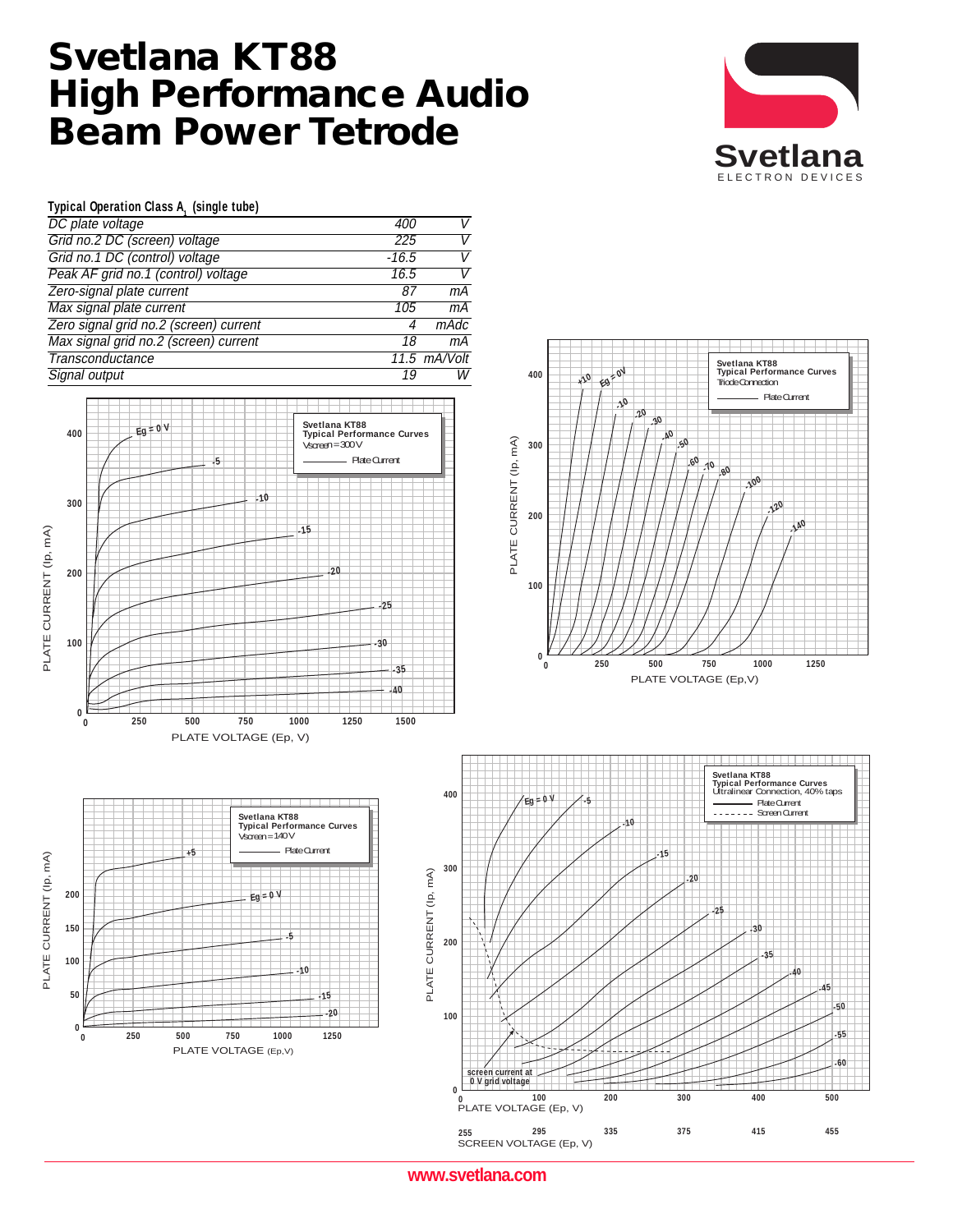# Svetlana KT88
# High Performance Audio Beam Power Tetrode

Svetlana
ELECTRON DEVICES

**Typical Operation Class $A_1$ (single tube)**

| | | |
|---|---|---|
| DC plate voltage | 400 | V |
| Grid no.2 DC (screen) voltage | 225 | V |
| Grid no.1 DC (control) voltage | -16.5 | V |
| Peak AF grid no.1 (control) voltage | 16.5 | V |
| Zero-signal plate current | 87 | mA |
| Max signal plate current | 105 | mA |
| Zero signal grid no.2 (screen) current | 4 | mAdc |
| Max signal grid no.2 (screen) current | 18 | mA |
| Transconductance | 11.5 | mA/Volt |
| Signal output | 19 | W |

Svetlana KT88
Typical Performance Curves
Vscreen = 300 V
Plate Current

Eg = 0 V
-5
-10
-15
-20
-25
-30
-35
-40

PLATE CURRENT (Ip, mA)
0
100
200
300
400

PLATE VOLTAGE (Ep, V)
0
250
500
750
1000
1250
1500

Svetlana KT88
Typical Performance Curves
Triode Connection
Plate Current

+10
Eg = 0V
-10
-20
-30
-40
-50
-60
-70
-80
-100
-120
-140

PLATE CURRENT (Ip, mA)
0
100
200
300
400

PLATE VOLTAGE (Ep,V)
0
250
500
750
1000
1250

Svetlana KT88
Typical Performance Curves
Vscreen = 140 V
Plate Current

+5
Eg = 0 V
-5
-10
-15
-20

PLATE CURRENT (Ip, mA)
0
50
100
150
200

PLATE VOLTAGE (Ep,V)
0
250
500
750
1000
1250

Svetlana KT88
Typical Performance Curves
Ultralinear Connection, 40% taps
Plate Current
Screen Current

Eg = 0 V
-5
-10
-15
-20
-25
-30
-35
-40
-45
-50
-55
-60

screen current at 0 V grid voltage

PLATE CURRENT (Ip, mA)
0
100
200
300
400

PLATE VOLTAGE (Ep, V)
0
100
200
300
400
500

SCREEN VOLTAGE (Ep, V)
255
295
335
375
415
455

www.svetlana.com